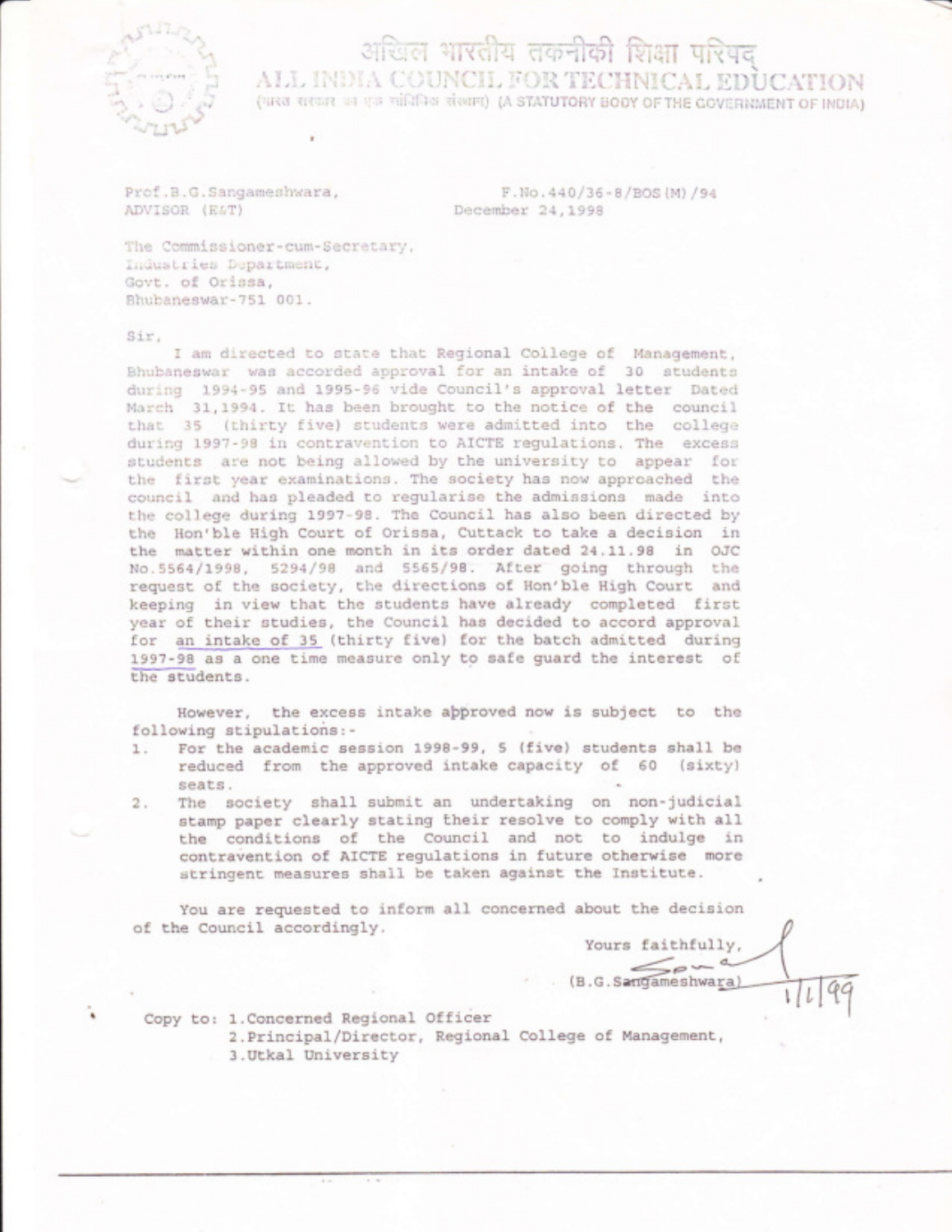# अखिल भारतीय तकनीकी शिक्षा परिषद्
# ALL INDIA COUNCIL FOR TECHNICAL EDUCATION

(भारत सरकार का एक सांविधिक संस्थान) (A STATUTORY BODY OF THE GOVERNMENT OF INDIA)

Prof.B.G.Sangameshwara,
ADVISOR (E&T)

F.No.440/36-8/BOS(M)/94
December 24,1998

The Commissioner-cum-Secretary,
Industries Department,
Govt. of Orissa,
Bhubaneswar-751 001.

Sir,

I am directed to state that Regional College of Management, Bhubaneswar was accorded approval for an intake of 30 students during 1994-95 and 1995-96 vide Council's approval letter Dated March 31,1994. It has been brought to the notice of the council that 35 (thirty five) students were admitted into the college during 1997-98 in contravention to AICTE regulations. The excess students are not being allowed by the university to appear for the first year examinations. The society has now approached the council and has pleaded to regularise the admissions made into the college during 1997-98. The Council has also been directed by the Hon'ble High Court of Orissa, Cuttack to take a decision in the matter within one month in its order dated 24.11.98 in OJC No.5564/1998, 5294/98 and 5565/98. After going through the request of the society, the directions of Hon'ble High Court and keeping in view that the students have already completed first year of their studies, the Council has decided to accord approval for an intake of 35 (thirty five) for the batch admitted during 1997-98 as a one time measure only to safe guard the interest of the students.

However, the excess intake approved now is subject to the following stipulations:-

1. For the academic session 1998-99, 5 (five) students shall be reduced from the approved intake capacity of 60 (sixty) seats.
2. The society shall submit an undertaking on non-judicial stamp paper clearly stating their resolve to comply with all the conditions of the Council and not to indulge in contravention of AICTE regulations in future otherwise more stringent measures shall be taken against the Institute.

You are requested to inform all concerned about the decision of the Council accordingly.

Yours faithfully,

(B.G.Sangameshwara)
1/1/99

Copy to: 1.Concerned Regional Officer
2.Principal/Director, Regional College of Management,
3.Utkal University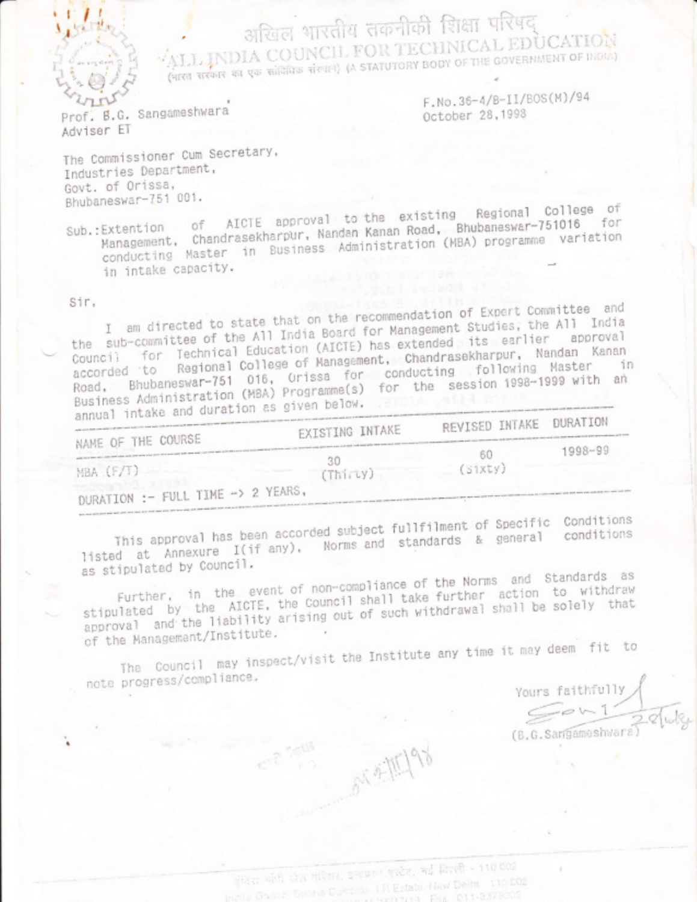अखिल भारतीय तकनीकी शिक्षा परिषद्
ALL INDIA COUNCIL FOR TECHNICAL EDUCATION
(भारत सरकार का एक सांविधिक संस्थान) (A STATUTORY BODY OF THE GOVERNMENT OF INDIA)

Prof. B.G. Sangameshwara
Adviser ET

F.No.36-4/B-II/BOS(M)/94
October 28,1998

The Commissioner Cum Secretary,
Industries Department,
Govt. of Orissa,
Bhubaneswar-751 001.

Sub.: Extention of AICTE approval to the existing Regional College of Management, Chandrasekharpur, Nandan Kanan Road, Bhubaneswar-751016 for conducting Master in Business Administration (MBA) programme variation in intake capacity.

Sir,

I am directed to state that on the recommendation of Expert Committee and the sub-committee of the All India Board for Management Studies, the All India Council for Technical Education (AICTE) has extended its earlier approval accorded to Regional College of Management, Chandrasekharpur, Nandan Kanan Road, Bhubaneswar-751 016, Orissa for conducting following Master in Business Administration (MBA) Programme(s) for the session 1998-1999 with an annual intake and duration as given below.

| NAME OF THE COURSE | EXISTING INTAKE | REVISED INTAKE | DURATION |
|---|---|---|---|
| MBA (F/T) | 30 (Thirty) | 60 (Sixty) | 1998-99 |

DURATION :- FULL TIME -> 2 YEARS.

This approval has been accorded subject fullfilment of Specific Conditions listed at Annexure I(if any), Norms and standards & general conditions as stipulated by Council.

Further, in the event of non-compliance of the Norms and Standards as stipulated by the AICTE, the Council shall take further action to withdraw approval and the liability arising out of such withdrawal shall be solely that of the Management/Institute.

The Council may inspect/visit the Institute any time it may deem fit to note progress/compliance.

Yours faithfully

(B.G.Sangameshwara)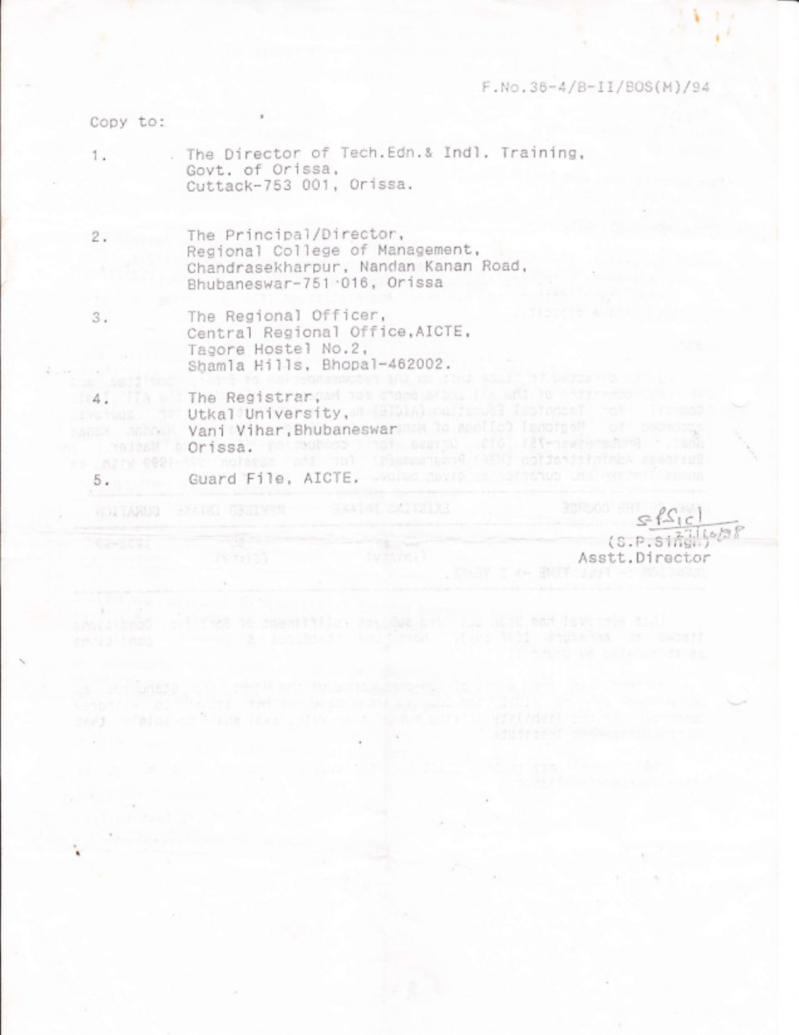F.No.36-4/B-II/BOS(M)/94

Copy to:

1. The Director of Tech.Edn.& Indl. Training,
   Govt. of Orissa,
   Cuttack-753 001, Orissa.

2. The Principal/Director,
   Regional College of Management,
   Chandrasekharpur, Nandan Kanan Road,
   Bhubaneswar-751 016, Orissa

3. The Regional Officer,
   Central Regional Office, AICTE,
   Tagore Hostel No.2,
   Shamla Hills, Bhopal-462002.

4. The Registrar,
   Utkal University,
   Vani Vihar, Bhubaneswar
   Orissa.

5. Guard File, AICTE.

(S.P.Singh)
Asstt.Director